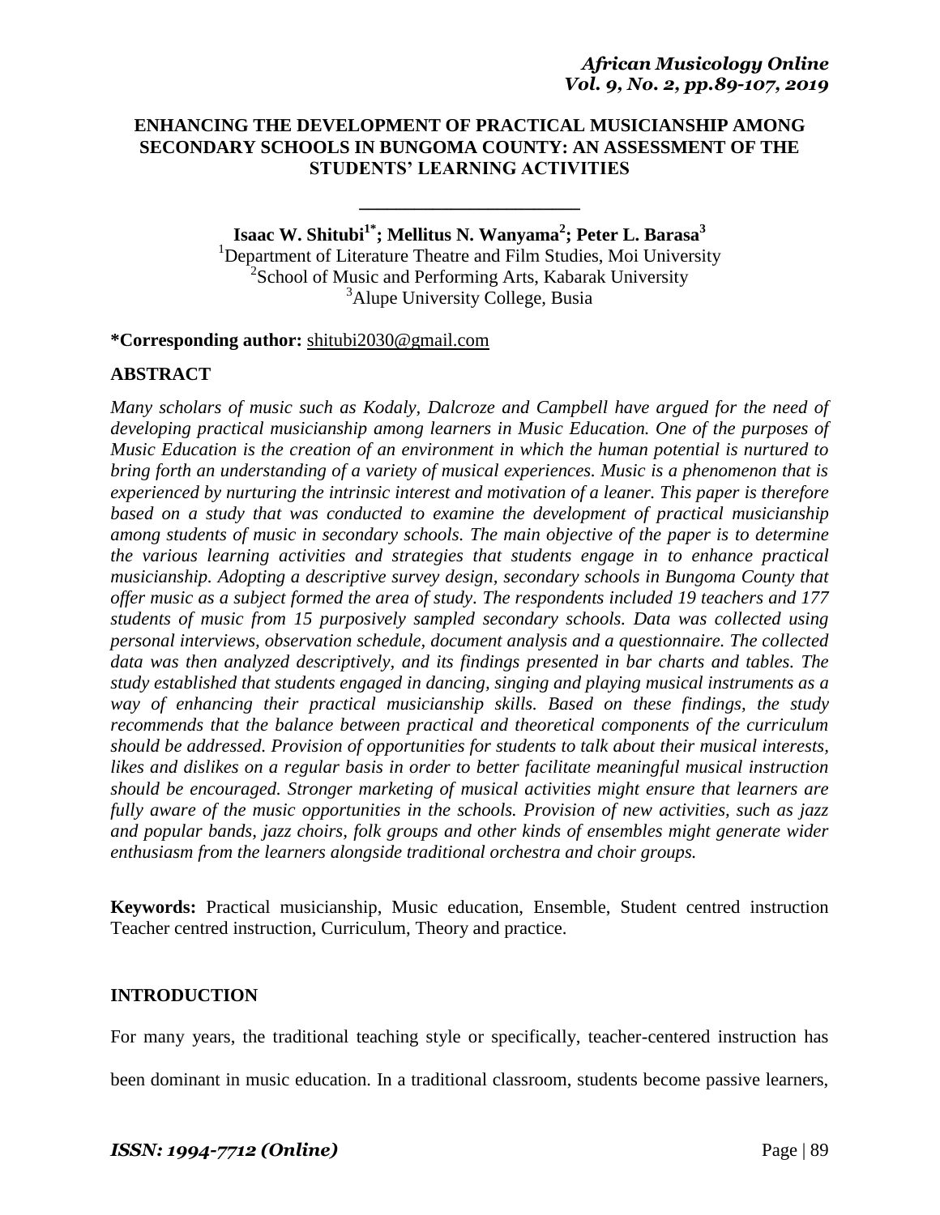# ENHANCING THE DEVELOPMENT OF PRACTICAL MUSICIANSHIP AMONG SECONDARY SCHOOLS IN BUNGOMA COUNTY: AN ASSESSMENT OF THE STUDENTS' LEARNING ACTIVITIES

**Isaac W. Shitubi[1*]; Mellitus N. Wanyama[2]; Peter L. Barasa[3]**

[1]Department of Literature Theatre and Film Studies, Moi University
[2]School of Music and Performing Arts, Kabarak University
[3]Alupe University College, Busia

**\*Corresponding author:** shitubi2030@gmail.com

## ABSTRACT

*Many scholars of music such as Kodaly, Dalcroze and Campbell have argued for the need of developing practical musicianship among learners in Music Education. One of the purposes of Music Education is the creation of an environment in which the human potential is nurtured to bring forth an understanding of a variety of musical experiences. Music is a phenomenon that is experienced by nurturing the intrinsic interest and motivation of a leaner. This paper is therefore based on a study that was conducted to examine the development of practical musicianship among students of music in secondary schools. The main objective of the paper is to determine the various learning activities and strategies that students engage in to enhance practical musicianship. Adopting a descriptive survey design, secondary schools in Bungoma County that offer music as a subject formed the area of study. The respondents included 19 teachers and 177 students of music from 15 purposively sampled secondary schools. Data was collected using personal interviews, observation schedule, document analysis and a questionnaire. The collected data was then analyzed descriptively, and its findings presented in bar charts and tables. The study established that students engaged in dancing, singing and playing musical instruments as a way of enhancing their practical musicianship skills. Based on these findings, the study recommends that the balance between practical and theoretical components of the curriculum should be addressed. Provision of opportunities for students to talk about their musical interests, likes and dislikes on a regular basis in order to better facilitate meaningful musical instruction should be encouraged. Stronger marketing of musical activities might ensure that learners are fully aware of the music opportunities in the schools. Provision of new activities, such as jazz and popular bands, jazz choirs, folk groups and other kinds of ensembles might generate wider enthusiasm from the learners alongside traditional orchestra and choir groups.*

**Keywords:** Practical musicianship, Music education, Ensemble, Student centred instruction Teacher centred instruction, Curriculum, Theory and practice.

## INTRODUCTION

For many years, the traditional teaching style or specifically, teacher-centered instruction has been dominant in music education. In a traditional classroom, students become passive learners,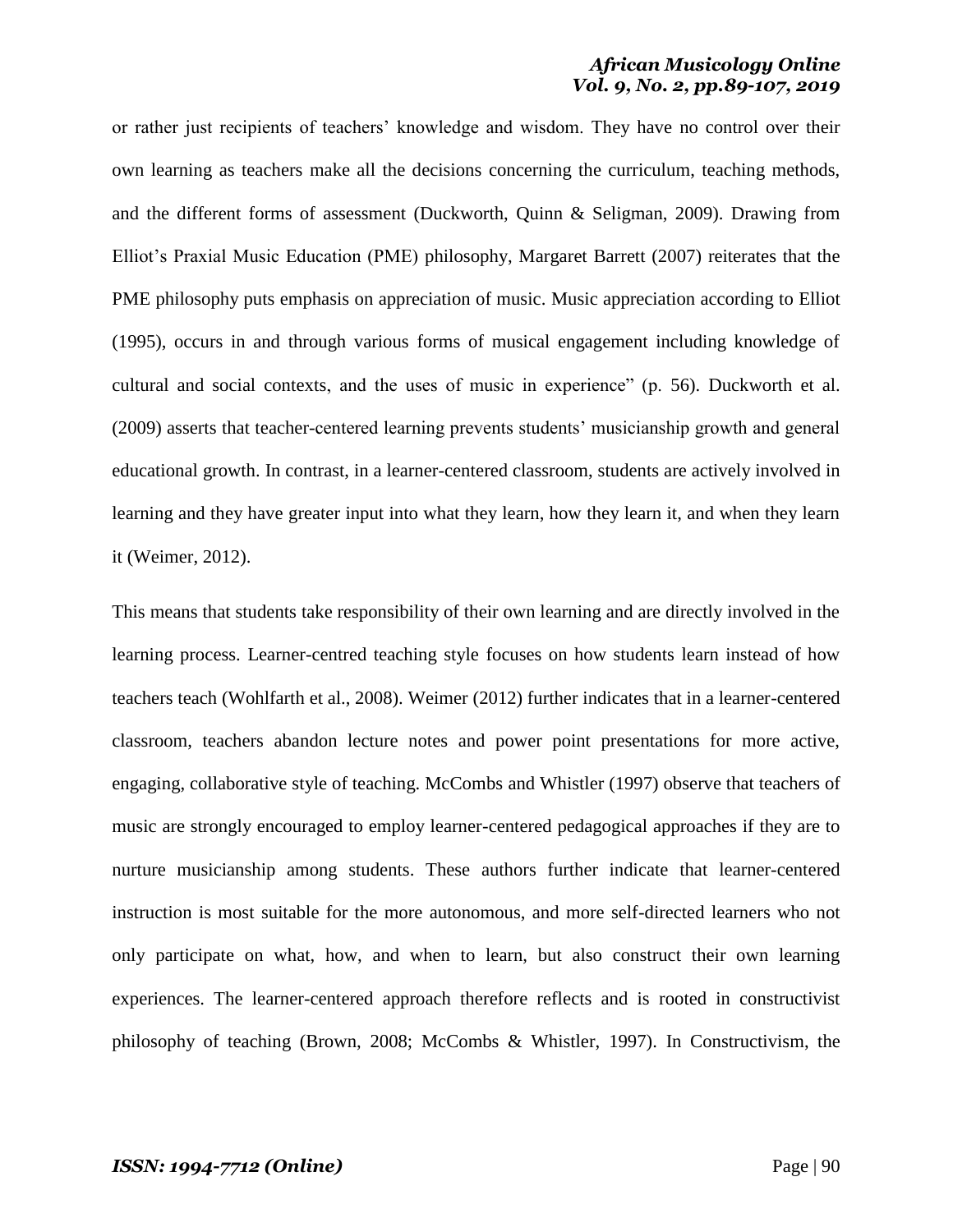or rather just recipients of teachers' knowledge and wisdom. They have no control over their own learning as teachers make all the decisions concerning the curriculum, teaching methods, and the different forms of assessment (Duckworth, Quinn & Seligman, 2009). Drawing from Elliot's Praxial Music Education (PME) philosophy, Margaret Barrett (2007) reiterates that the PME philosophy puts emphasis on appreciation of music. Music appreciation according to Elliot (1995), occurs in and through various forms of musical engagement including knowledge of cultural and social contexts, and the uses of music in experience" (p. 56). Duckworth et al. (2009) asserts that teacher-centered learning prevents students' musicianship growth and general educational growth. In contrast, in a learner-centered classroom, students are actively involved in learning and they have greater input into what they learn, how they learn it, and when they learn it (Weimer, 2012).

This means that students take responsibility of their own learning and are directly involved in the learning process. Learner-centred teaching style focuses on how students learn instead of how teachers teach (Wohlfarth et al., 2008). Weimer (2012) further indicates that in a learner-centered classroom, teachers abandon lecture notes and power point presentations for more active, engaging, collaborative style of teaching. McCombs and Whistler (1997) observe that teachers of music are strongly encouraged to employ learner-centered pedagogical approaches if they are to nurture musicianship among students. These authors further indicate that learner-centered instruction is most suitable for the more autonomous, and more self-directed learners who not only participate on what, how, and when to learn, but also construct their own learning experiences. The learner-centered approach therefore reflects and is rooted in constructivist philosophy of teaching (Brown, 2008; McCombs & Whistler, 1997). In Constructivism, the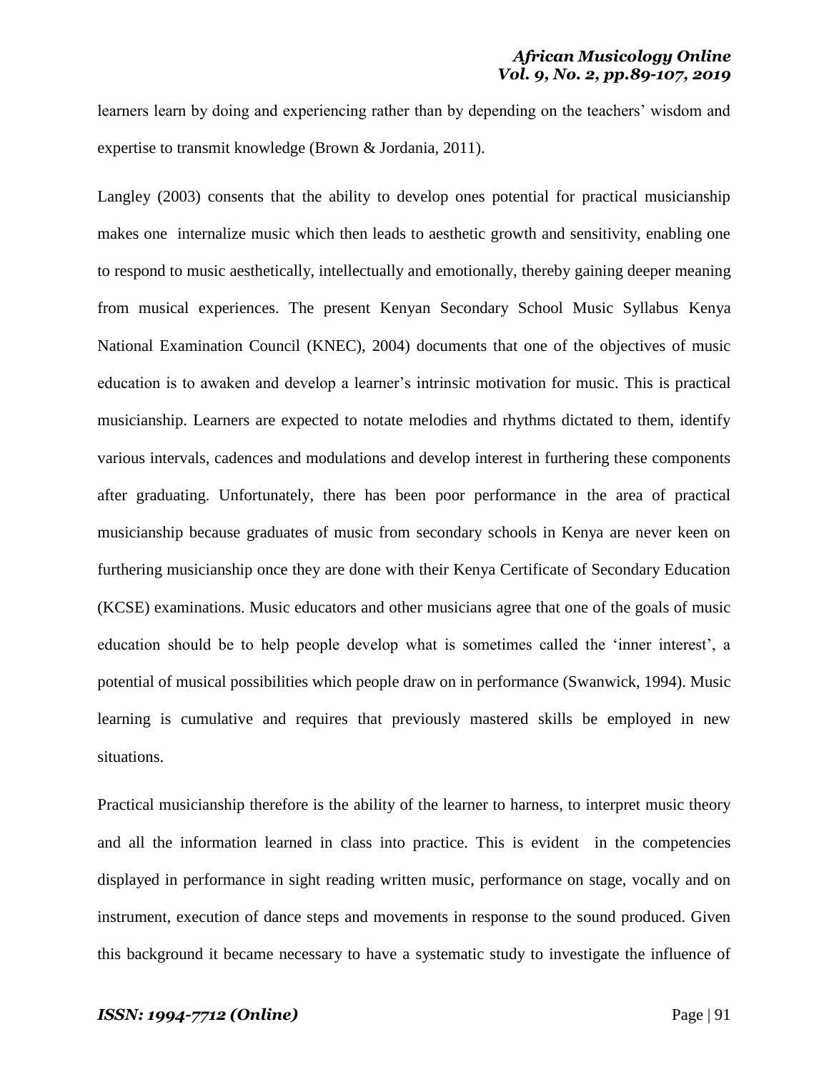learners learn by doing and experiencing rather than by depending on the teachers' wisdom and expertise to transmit knowledge (Brown & Jordania, 2011).

Langley (2003) consents that the ability to develop ones potential for practical musicianship makes one internalize music which then leads to aesthetic growth and sensitivity, enabling one to respond to music aesthetically, intellectually and emotionally, thereby gaining deeper meaning from musical experiences. The present Kenyan Secondary School Music Syllabus Kenya National Examination Council (KNEC), 2004) documents that one of the objectives of music education is to awaken and develop a learner's intrinsic motivation for music. This is practical musicianship. Learners are expected to notate melodies and rhythms dictated to them, identify various intervals, cadences and modulations and develop interest in furthering these components after graduating. Unfortunately, there has been poor performance in the area of practical musicianship because graduates of music from secondary schools in Kenya are never keen on furthering musicianship once they are done with their Kenya Certificate of Secondary Education (KCSE) examinations. Music educators and other musicians agree that one of the goals of music education should be to help people develop what is sometimes called the 'inner interest', a potential of musical possibilities which people draw on in performance (Swanwick, 1994). Music learning is cumulative and requires that previously mastered skills be employed in new situations.

Practical musicianship therefore is the ability of the learner to harness, to interpret music theory and all the information learned in class into practice. This is evident in the competencies displayed in performance in sight reading written music, performance on stage, vocally and on instrument, execution of dance steps and movements in response to the sound produced. Given this background it became necessary to have a systematic study to investigate the influence of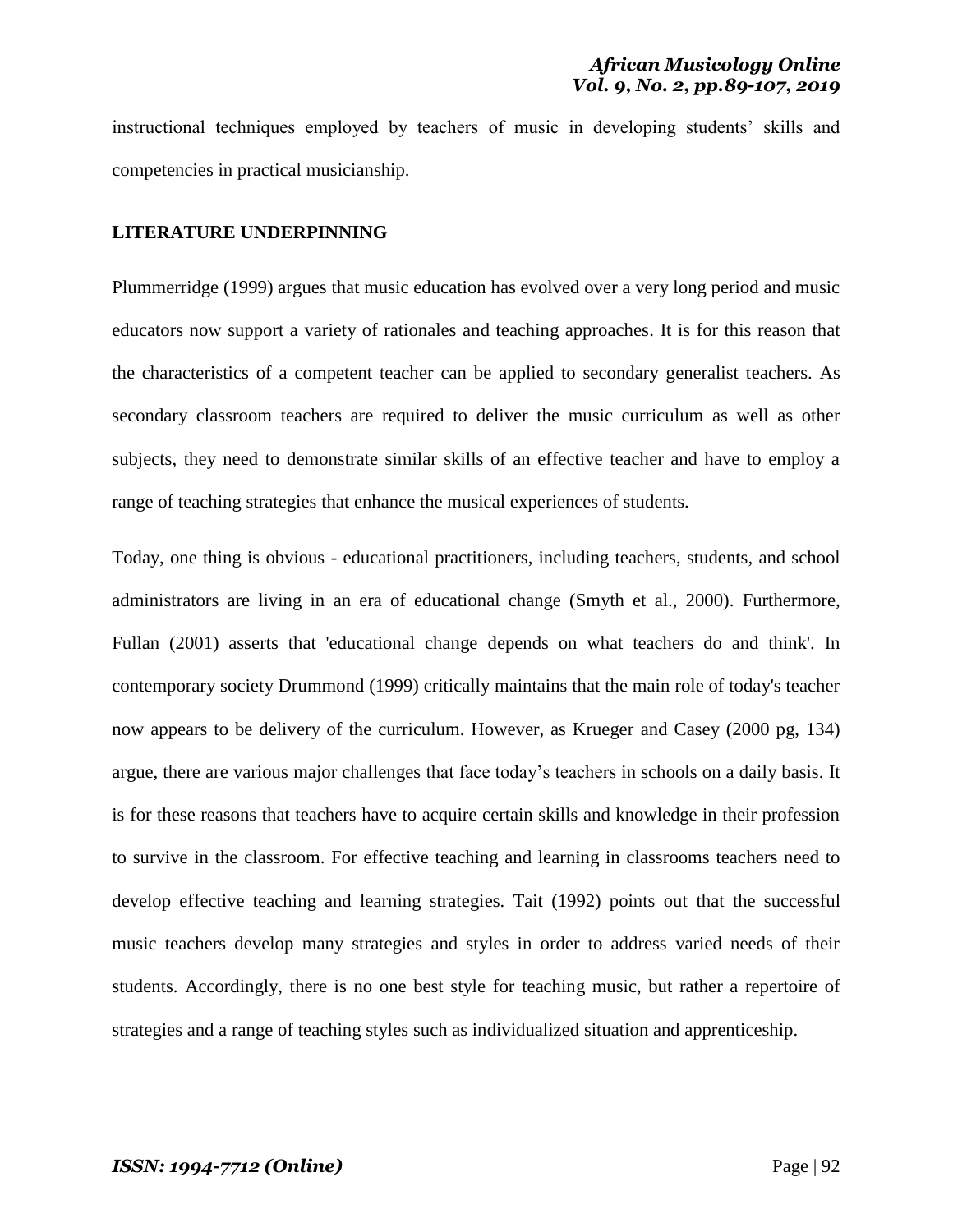instructional techniques employed by teachers of music in developing students' skills and competencies in practical musicianship.

## LITERATURE UNDERPINNING

Plummerridge (1999) argues that music education has evolved over a very long period and music educators now support a variety of rationales and teaching approaches. It is for this reason that the characteristics of a competent teacher can be applied to secondary generalist teachers. As secondary classroom teachers are required to deliver the music curriculum as well as other subjects, they need to demonstrate similar skills of an effective teacher and have to employ a range of teaching strategies that enhance the musical experiences of students.

Today, one thing is obvious - educational practitioners, including teachers, students, and school administrators are living in an era of educational change (Smyth et al., 2000). Furthermore, Fullan (2001) asserts that 'educational change depends on what teachers do and think'. In contemporary society Drummond (1999) critically maintains that the main role of today's teacher now appears to be delivery of the curriculum. However, as Krueger and Casey (2000 pg, 134) argue, there are various major challenges that face today's teachers in schools on a daily basis. It is for these reasons that teachers have to acquire certain skills and knowledge in their profession to survive in the classroom. For effective teaching and learning in classrooms teachers need to develop effective teaching and learning strategies. Tait (1992) points out that the successful music teachers develop many strategies and styles in order to address varied needs of their students. Accordingly, there is no one best style for teaching music, but rather a repertoire of strategies and a range of teaching styles such as individualized situation and apprenticeship.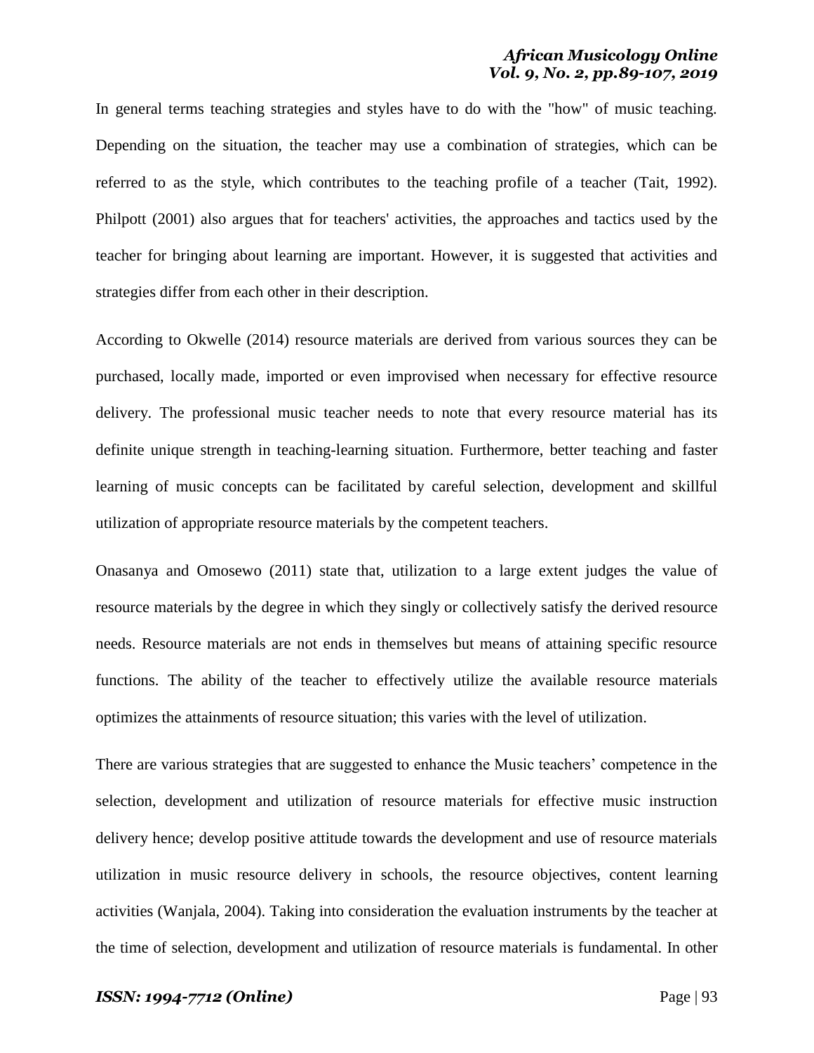In general terms teaching strategies and styles have to do with the "how" of music teaching. Depending on the situation, the teacher may use a combination of strategies, which can be referred to as the style, which contributes to the teaching profile of a teacher (Tait, 1992). Philpott (2001) also argues that for teachers' activities, the approaches and tactics used by the teacher for bringing about learning are important. However, it is suggested that activities and strategies differ from each other in their description.

According to Okwelle (2014) resource materials are derived from various sources they can be purchased, locally made, imported or even improvised when necessary for effective resource delivery. The professional music teacher needs to note that every resource material has its definite unique strength in teaching-learning situation. Furthermore, better teaching and faster learning of music concepts can be facilitated by careful selection, development and skillful utilization of appropriate resource materials by the competent teachers.

Onasanya and Omosewo (2011) state that, utilization to a large extent judges the value of resource materials by the degree in which they singly or collectively satisfy the derived resource needs. Resource materials are not ends in themselves but means of attaining specific resource functions. The ability of the teacher to effectively utilize the available resource materials optimizes the attainments of resource situation; this varies with the level of utilization.

There are various strategies that are suggested to enhance the Music teachers' competence in the selection, development and utilization of resource materials for effective music instruction delivery hence; develop positive attitude towards the development and use of resource materials utilization in music resource delivery in schools, the resource objectives, content learning activities (Wanjala, 2004). Taking into consideration the evaluation instruments by the teacher at the time of selection, development and utilization of resource materials is fundamental. In other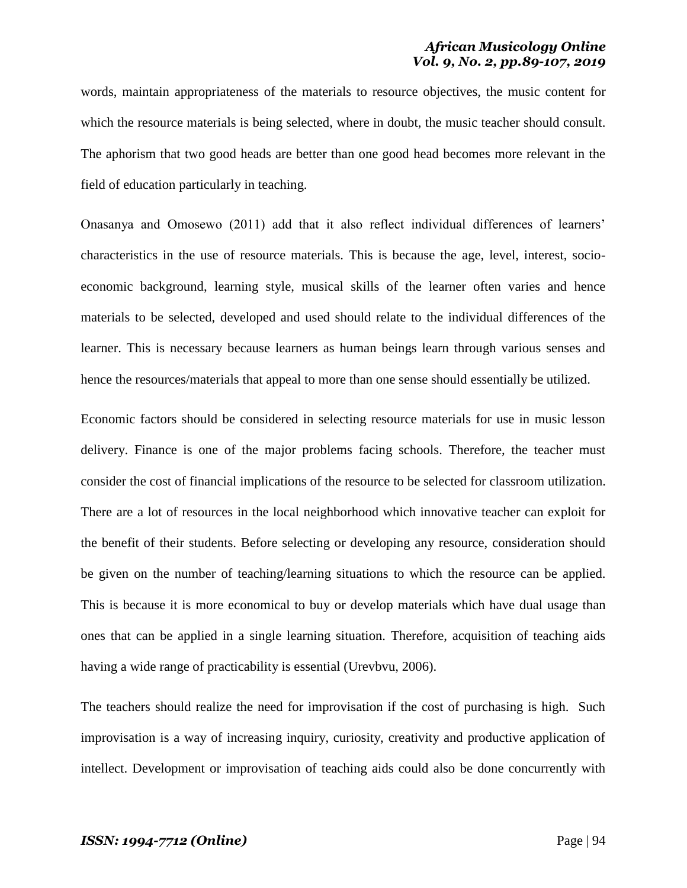words, maintain appropriateness of the materials to resource objectives, the music content for which the resource materials is being selected, where in doubt, the music teacher should consult. The aphorism that two good heads are better than one good head becomes more relevant in the field of education particularly in teaching.

Onasanya and Omosewo (2011) add that it also reflect individual differences of learners' characteristics in the use of resource materials. This is because the age, level, interest, socio-economic background, learning style, musical skills of the learner often varies and hence materials to be selected, developed and used should relate to the individual differences of the learner. This is necessary because learners as human beings learn through various senses and hence the resources/materials that appeal to more than one sense should essentially be utilized.

Economic factors should be considered in selecting resource materials for use in music lesson delivery. Finance is one of the major problems facing schools. Therefore, the teacher must consider the cost of financial implications of the resource to be selected for classroom utilization. There are a lot of resources in the local neighborhood which innovative teacher can exploit for the benefit of their students. Before selecting or developing any resource, consideration should be given on the number of teaching/learning situations to which the resource can be applied. This is because it is more economical to buy or develop materials which have dual usage than ones that can be applied in a single learning situation. Therefore, acquisition of teaching aids having a wide range of practicability is essential (Urevbvu, 2006).

The teachers should realize the need for improvisation if the cost of purchasing is high. Such improvisation is a way of increasing inquiry, curiosity, creativity and productive application of intellect. Development or improvisation of teaching aids could also be done concurrently with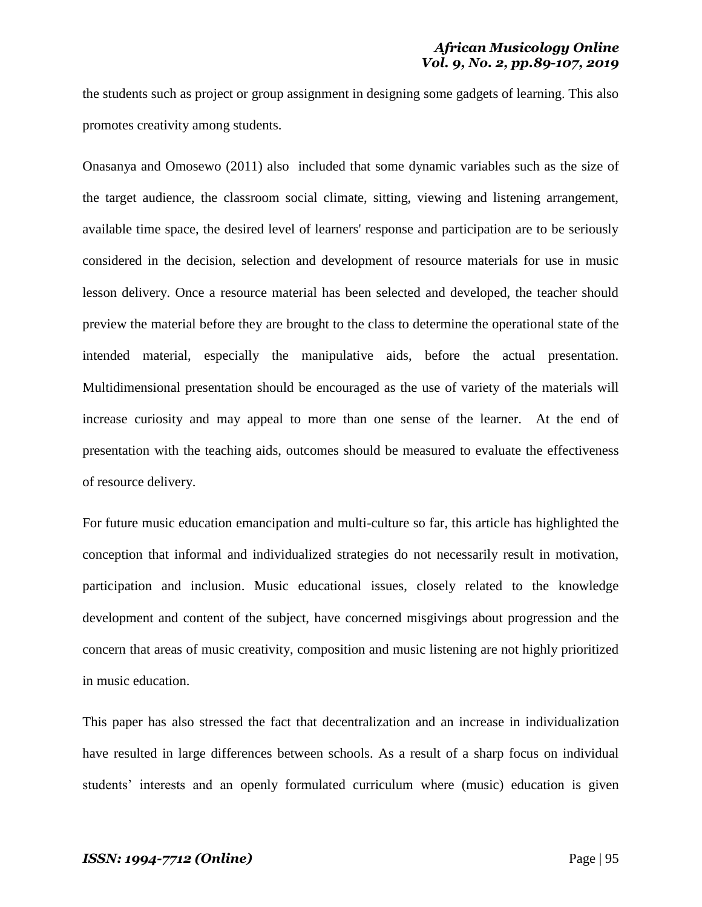the students such as project or group assignment in designing some gadgets of learning. This also promotes creativity among students.

Onasanya and Omosewo (2011) also included that some dynamic variables such as the size of the target audience, the classroom social climate, sitting, viewing and listening arrangement, available time space, the desired level of learners' response and participation are to be seriously considered in the decision, selection and development of resource materials for use in music lesson delivery. Once a resource material has been selected and developed, the teacher should preview the material before they are brought to the class to determine the operational state of the intended material, especially the manipulative aids, before the actual presentation. Multidimensional presentation should be encouraged as the use of variety of the materials will increase curiosity and may appeal to more than one sense of the learner. At the end of presentation with the teaching aids, outcomes should be measured to evaluate the effectiveness of resource delivery.

For future music education emancipation and multi-culture so far, this article has highlighted the conception that informal and individualized strategies do not necessarily result in motivation, participation and inclusion. Music educational issues, closely related to the knowledge development and content of the subject, have concerned misgivings about progression and the concern that areas of music creativity, composition and music listening are not highly prioritized in music education.

This paper has also stressed the fact that decentralization and an increase in individualization have resulted in large differences between schools. As a result of a sharp focus on individual students' interests and an openly formulated curriculum where (music) education is given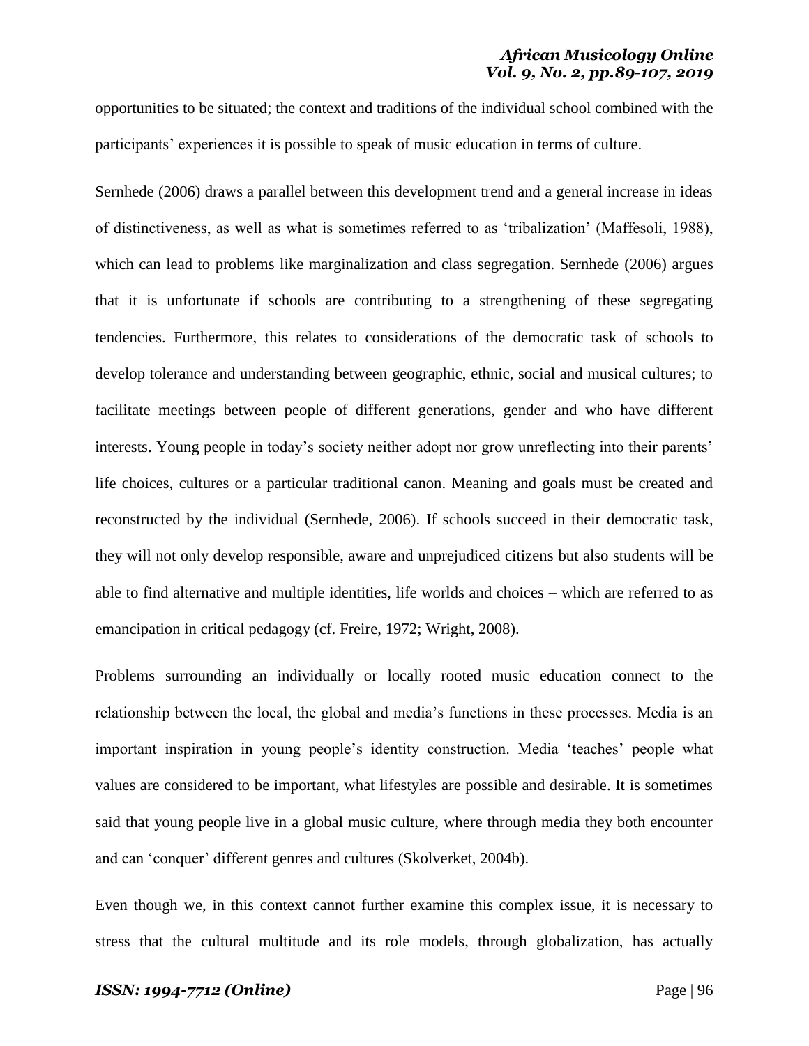opportunities to be situated; the context and traditions of the individual school combined with the participants' experiences it is possible to speak of music education in terms of culture.

Sernhede (2006) draws a parallel between this development trend and a general increase in ideas of distinctiveness, as well as what is sometimes referred to as 'tribalization' (Maffesoli, 1988), which can lead to problems like marginalization and class segregation. Sernhede (2006) argues that it is unfortunate if schools are contributing to a strengthening of these segregating tendencies. Furthermore, this relates to considerations of the democratic task of schools to develop tolerance and understanding between geographic, ethnic, social and musical cultures; to facilitate meetings between people of different generations, gender and who have different interests. Young people in today's society neither adopt nor grow unreflecting into their parents' life choices, cultures or a particular traditional canon. Meaning and goals must be created and reconstructed by the individual (Sernhede, 2006). If schools succeed in their democratic task, they will not only develop responsible, aware and unprejudiced citizens but also students will be able to find alternative and multiple identities, life worlds and choices – which are referred to as emancipation in critical pedagogy (cf. Freire, 1972; Wright, 2008).

Problems surrounding an individually or locally rooted music education connect to the relationship between the local, the global and media's functions in these processes. Media is an important inspiration in young people's identity construction. Media 'teaches' people what values are considered to be important, what lifestyles are possible and desirable. It is sometimes said that young people live in a global music culture, where through media they both encounter and can 'conquer' different genres and cultures (Skolverket, 2004b).

Even though we, in this context cannot further examine this complex issue, it is necessary to stress that the cultural multitude and its role models, through globalization, has actually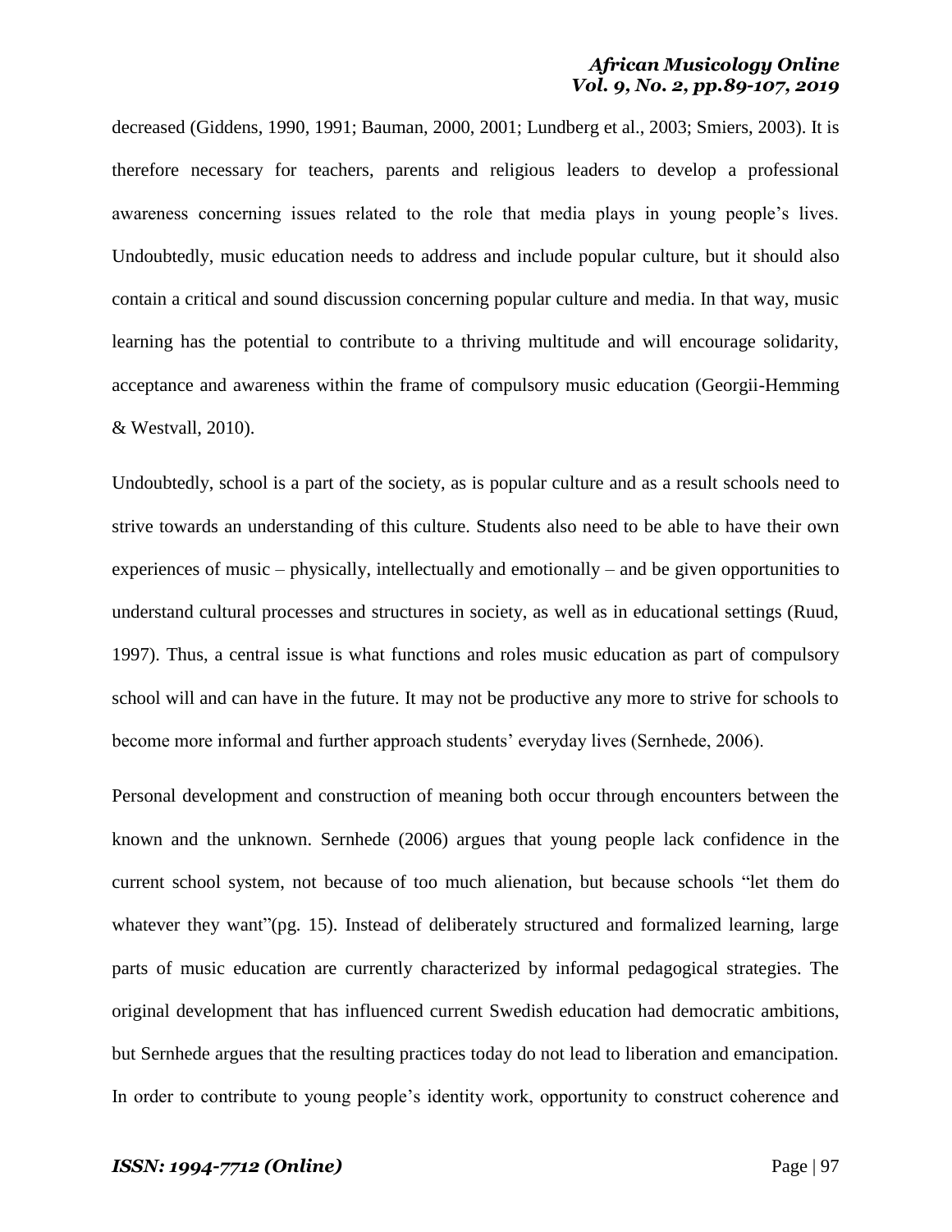decreased (Giddens, 1990, 1991; Bauman, 2000, 2001; Lundberg et al., 2003; Smiers, 2003). It is therefore necessary for teachers, parents and religious leaders to develop a professional awareness concerning issues related to the role that media plays in young people's lives. Undoubtedly, music education needs to address and include popular culture, but it should also contain a critical and sound discussion concerning popular culture and media. In that way, music learning has the potential to contribute to a thriving multitude and will encourage solidarity, acceptance and awareness within the frame of compulsory music education (Georgii-Hemming & Westvall, 2010).

Undoubtedly, school is a part of the society, as is popular culture and as a result schools need to strive towards an understanding of this culture. Students also need to be able to have their own experiences of music – physically, intellectually and emotionally – and be given opportunities to understand cultural processes and structures in society, as well as in educational settings (Ruud, 1997). Thus, a central issue is what functions and roles music education as part of compulsory school will and can have in the future. It may not be productive any more to strive for schools to become more informal and further approach students' everyday lives (Sernhede, 2006).

Personal development and construction of meaning both occur through encounters between the known and the unknown. Sernhede (2006) argues that young people lack confidence in the current school system, not because of too much alienation, but because schools "let them do whatever they want"(pg. 15). Instead of deliberately structured and formalized learning, large parts of music education are currently characterized by informal pedagogical strategies. The original development that has influenced current Swedish education had democratic ambitions, but Sernhede argues that the resulting practices today do not lead to liberation and emancipation. In order to contribute to young people's identity work, opportunity to construct coherence and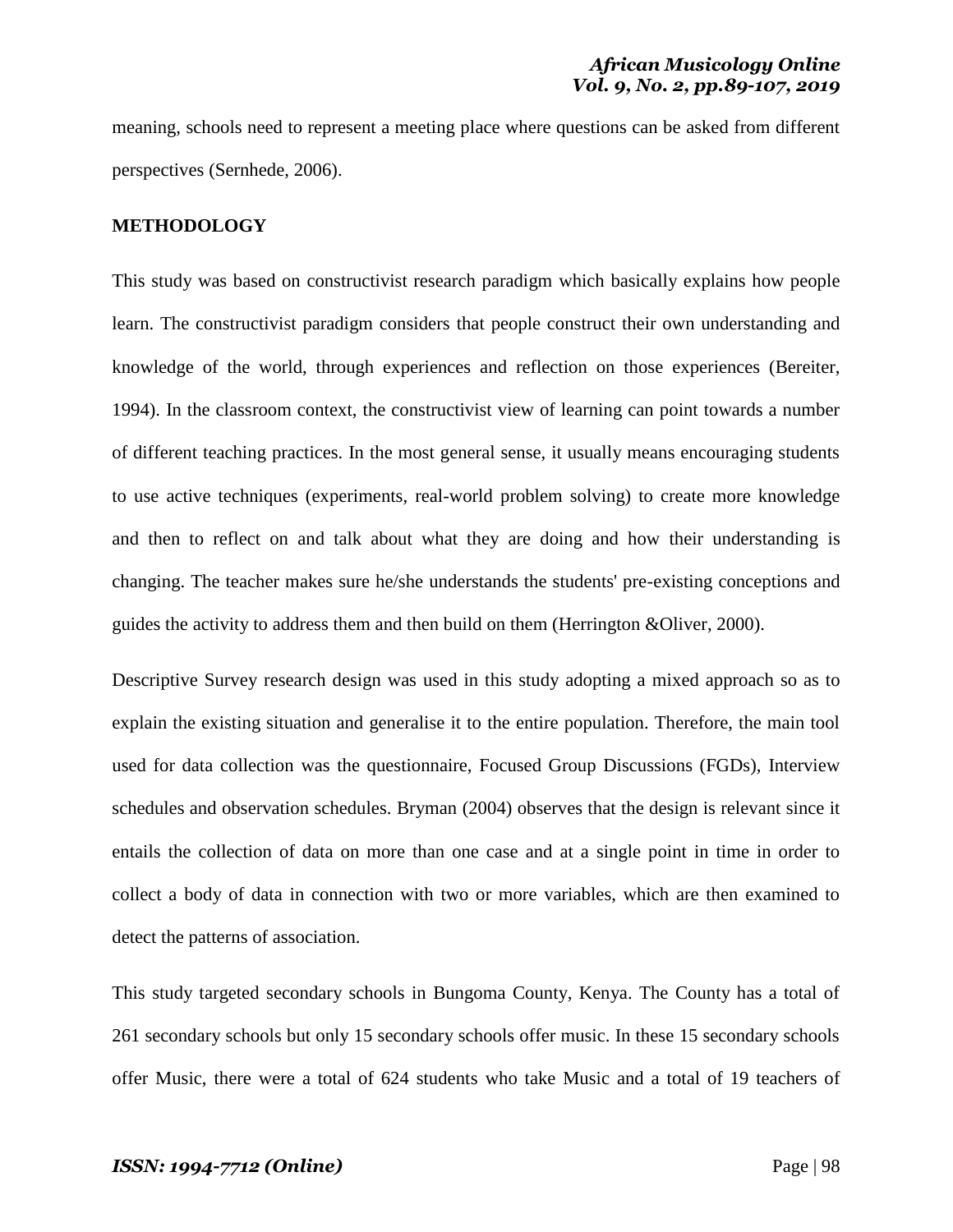meaning, schools need to represent a meeting place where questions can be asked from different perspectives (Sernhede, 2006).

## METHODOLOGY

This study was based on constructivist research paradigm which basically explains how people learn. The constructivist paradigm considers that people construct their own understanding and knowledge of the world, through experiences and reflection on those experiences (Bereiter, 1994). In the classroom context, the constructivist view of learning can point towards a number of different teaching practices. In the most general sense, it usually means encouraging students to use active techniques (experiments, real-world problem solving) to create more knowledge and then to reflect on and talk about what they are doing and how their understanding is changing. The teacher makes sure he/she understands the students' pre-existing conceptions and guides the activity to address them and then build on them (Herrington &Oliver, 2000).

Descriptive Survey research design was used in this study adopting a mixed approach so as to explain the existing situation and generalise it to the entire population. Therefore, the main tool used for data collection was the questionnaire, Focused Group Discussions (FGDs), Interview schedules and observation schedules. Bryman (2004) observes that the design is relevant since it entails the collection of data on more than one case and at a single point in time in order to collect a body of data in connection with two or more variables, which are then examined to detect the patterns of association.

This study targeted secondary schools in Bungoma County, Kenya. The County has a total of 261 secondary schools but only 15 secondary schools offer music. In these 15 secondary schools offer Music, there were a total of 624 students who take Music and a total of 19 teachers of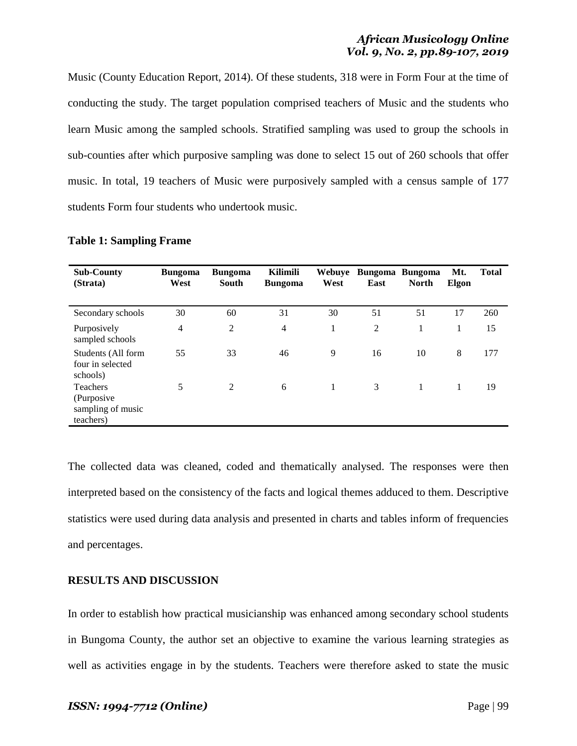Music (County Education Report, 2014). Of these students, 318 were in Form Four at the time of conducting the study. The target population comprised teachers of Music and the students who learn Music among the sampled schools. Stratified sampling was used to group the schools in sub-counties after which purposive sampling was done to select 15 out of 260 schools that offer music. In total, 19 teachers of Music were purposively sampled with a census sample of 177 students Form four students who undertook music.

**Table 1: Sampling Frame**

| Sub-County (Strata) | Bungoma West | Bungoma South | Kilimili Bungoma | Webuye West | Bungoma East | Bungoma North | Mt. Elgon | Total |
|---|---|---|---|---|---|---|---|---|
| Secondary schools | 30 | 60 | 31 | 30 | 51 | 51 | 17 | 260 |
| Purposively sampled schools | 4 | 2 | 4 | 1 | 2 | 1 | 1 | 15 |
| Students (All form four in selected schools) | 55 | 33 | 46 | 9 | 16 | 10 | 8 | 177 |
| Teachers (Purposive sampling of music teachers) | 5 | 2 | 6 | 1 | 3 | 1 | 1 | 19 |

The collected data was cleaned, coded and thematically analysed. The responses were then interpreted based on the consistency of the facts and logical themes adduced to them. Descriptive statistics were used during data analysis and presented in charts and tables inform of frequencies and percentages.

## RESULTS AND DISCUSSION

In order to establish how practical musicianship was enhanced among secondary school students in Bungoma County, the author set an objective to examine the various learning strategies as well as activities engage in by the students. Teachers were therefore asked to state the music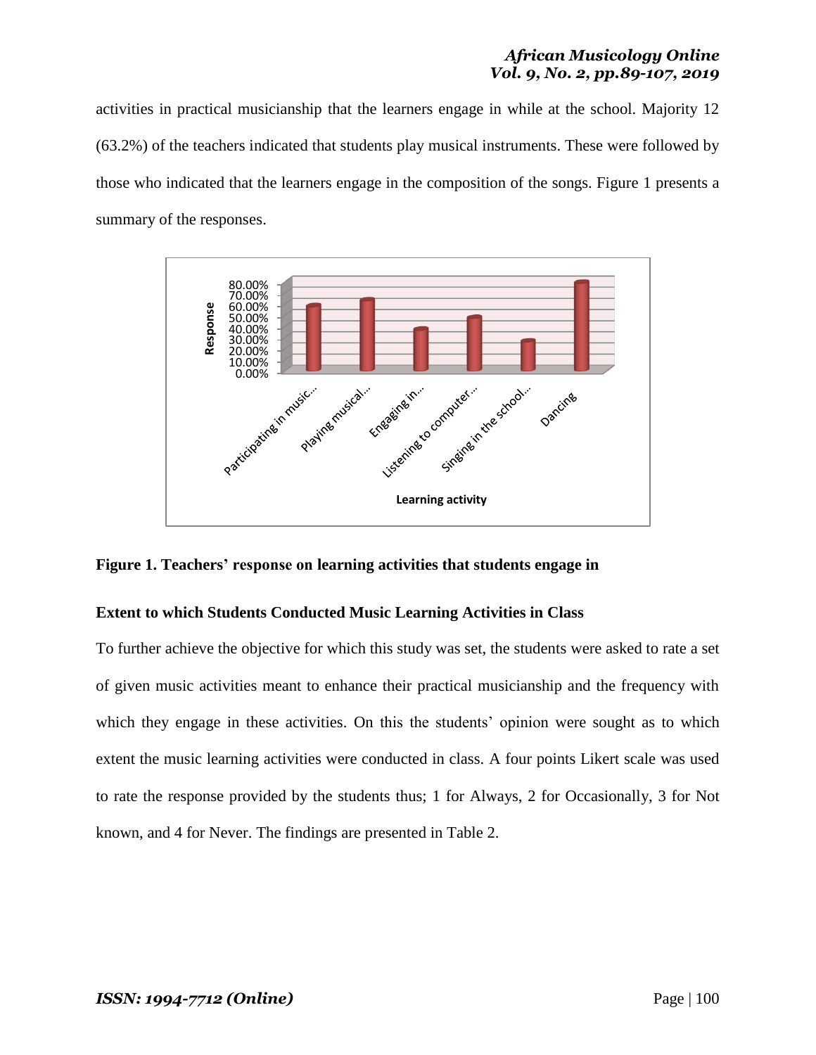activities in practical musicianship that the learners engage in while at the school. Majority 12 (63.2%) of the teachers indicated that students play musical instruments. These were followed by those who indicated that the learners engage in the composition of the songs. Figure 1 presents a summary of the responses.

**Figure 1. Teachers' response on learning activities that students engage in**

### Extent to which Students Conducted Music Learning Activities in Class

To further achieve the objective for which this study was set, the students were asked to rate a set of given music activities meant to enhance their practical musicianship and the frequency with which they engage in these activities. On this the students' opinion were sought as to which extent the music learning activities were conducted in class. A four points Likert scale was used to rate the response provided by the students thus; 1 for Always, 2 for Occasionally, 3 for Not known, and 4 for Never. The findings are presented in Table 2.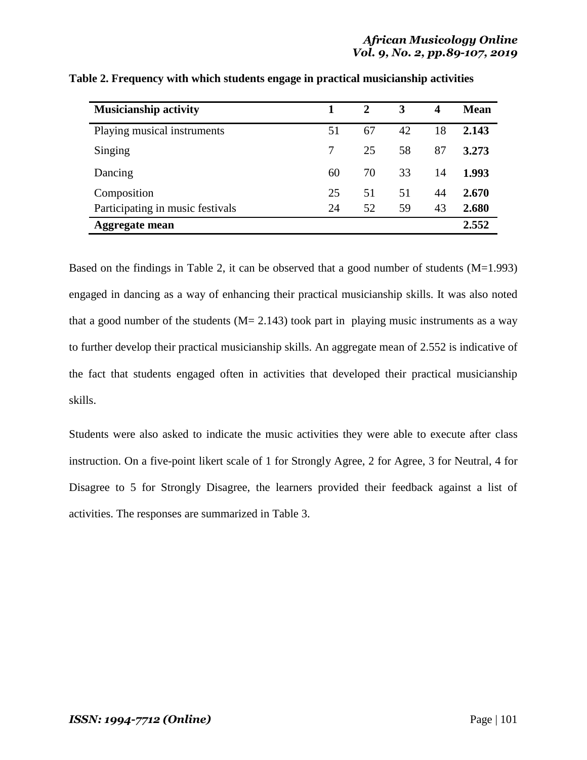**Table 2. Frequency with which students engage in practical musicianship activities**

| Musicianship activity | 1 | 2 | 3 | 4 | Mean |
|---|---|---|---|---|---|
| Playing musical instruments | 51 | 67 | 42 | 18 | **2.143** |
| Singing | 7 | 25 | 58 | 87 | **3.273** |
| Dancing | 60 | 70 | 33 | 14 | **1.993** |
| Composition | 25 | 51 | 51 | 44 | **2.670** |
| Participating in music festivals | 24 | 52 | 59 | 43 | **2.680** |
| **Aggregate mean** | | | | | **2.552** |

Based on the findings in Table 2, it can be observed that a good number of students (M=1.993) engaged in dancing as a way of enhancing their practical musicianship skills. It was also noted that a good number of the students (M= 2.143) took part in playing music instruments as a way to further develop their practical musicianship skills. An aggregate mean of 2.552 is indicative of the fact that students engaged often in activities that developed their practical musicianship skills.

Students were also asked to indicate the music activities they were able to execute after class instruction. On a five-point likert scale of 1 for Strongly Agree, 2 for Agree, 3 for Neutral, 4 for Disagree to 5 for Strongly Disagree, the learners provided their feedback against a list of activities. The responses are summarized in Table 3.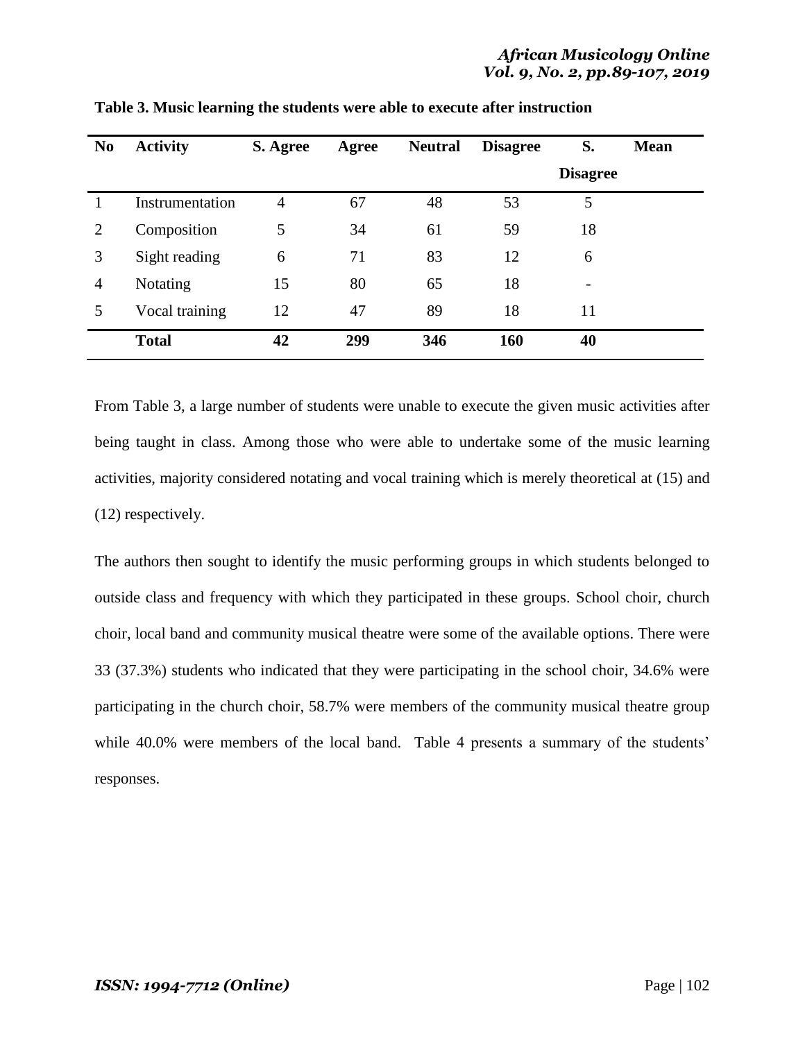**Table 3. Music learning the students were able to execute after instruction**

| No | Activity | S. Agree | Agree | Neutral | Disagree | S. Disagree | Mean |
|---|---|---|---|---|---|---|---|
| 1 | Instrumentation | 4 | 67 | 48 | 53 | 5 | |
| 2 | Composition | 5 | 34 | 61 | 59 | 18 | |
| 3 | Sight reading | 6 | 71 | 83 | 12 | 6 | |
| 4 | Notating | 15 | 80 | 65 | 18 | - | |
| 5 | Vocal training | 12 | 47 | 89 | 18 | 11 | |
| | **Total** | **42** | **299** | **346** | **160** | **40** | |

From Table 3, a large number of students were unable to execute the given music activities after being taught in class. Among those who were able to undertake some of the music learning activities, majority considered notating and vocal training which is merely theoretical at (15) and (12) respectively.

The authors then sought to identify the music performing groups in which students belonged to outside class and frequency with which they participated in these groups. School choir, church choir, local band and community musical theatre were some of the available options. There were 33 (37.3%) students who indicated that they were participating in the school choir, 34.6% were participating in the church choir, 58.7% were members of the community musical theatre group while 40.0% were members of the local band. Table 4 presents a summary of the students' responses.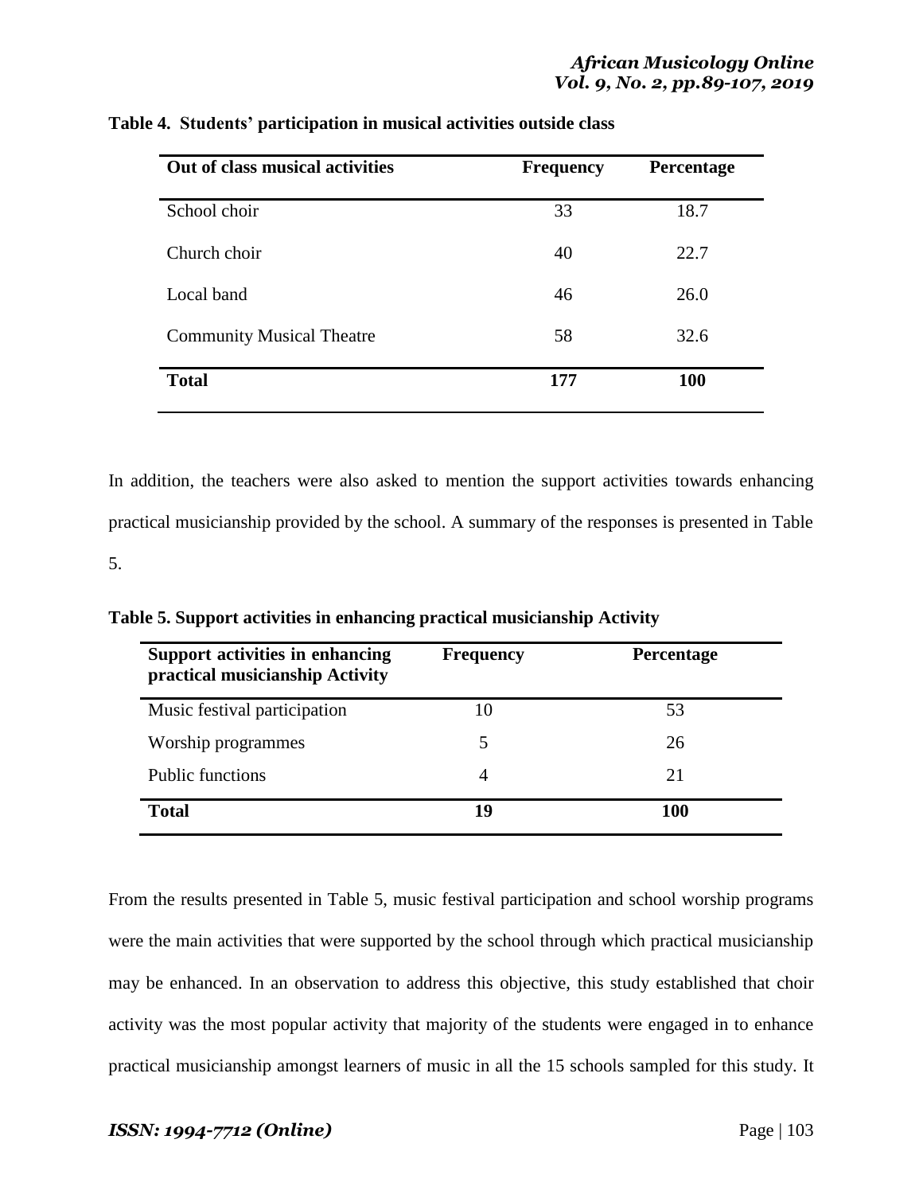**Table 4. Students' participation in musical activities outside class**

| Out of class musical activities | Frequency | Percentage |
|---|---|---|
| School choir | 33 | 18.7 |
| Church choir | 40 | 22.7 |
| Local band | 46 | 26.0 |
| Community Musical Theatre | 58 | 32.6 |
| **Total** | **177** | **100** |

In addition, the teachers were also asked to mention the support activities towards enhancing practical musicianship provided by the school. A summary of the responses is presented in Table 5.

**Table 5. Support activities in enhancing practical musicianship Activity**

| Support activities in enhancing practical musicianship Activity | Frequency | Percentage |
|---|---|---|
| Music festival participation | 10 | 53 |
| Worship programmes | 5 | 26 |
| Public functions | 4 | 21 |
| **Total** | **19** | **100** |

From the results presented in Table 5, music festival participation and school worship programs were the main activities that were supported by the school through which practical musicianship may be enhanced. In an observation to address this objective, this study established that choir activity was the most popular activity that majority of the students were engaged in to enhance practical musicianship amongst learners of music in all the 15 schools sampled for this study. It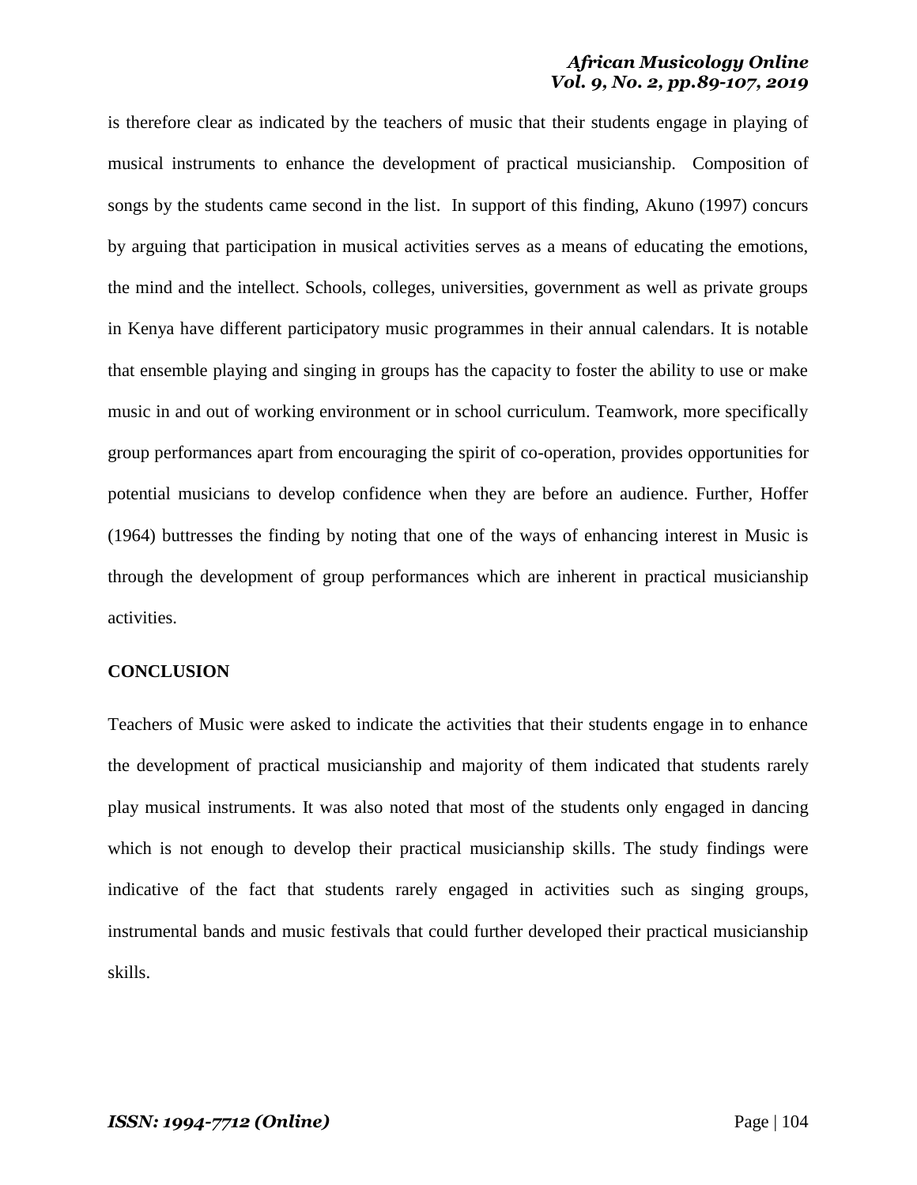is therefore clear as indicated by the teachers of music that their students engage in playing of musical instruments to enhance the development of practical musicianship. Composition of songs by the students came second in the list. In support of this finding, Akuno (1997) concurs by arguing that participation in musical activities serves as a means of educating the emotions, the mind and the intellect. Schools, colleges, universities, government as well as private groups in Kenya have different participatory music programmes in their annual calendars. It is notable that ensemble playing and singing in groups has the capacity to foster the ability to use or make music in and out of working environment or in school curriculum. Teamwork, more specifically group performances apart from encouraging the spirit of co-operation, provides opportunities for potential musicians to develop confidence when they are before an audience. Further, Hoffer (1964) buttresses the finding by noting that one of the ways of enhancing interest in Music is through the development of group performances which are inherent in practical musicianship activities.

## CONCLUSION

Teachers of Music were asked to indicate the activities that their students engage in to enhance the development of practical musicianship and majority of them indicated that students rarely play musical instruments. It was also noted that most of the students only engaged in dancing which is not enough to develop their practical musicianship skills. The study findings were indicative of the fact that students rarely engaged in activities such as singing groups, instrumental bands and music festivals that could further developed their practical musicianship skills.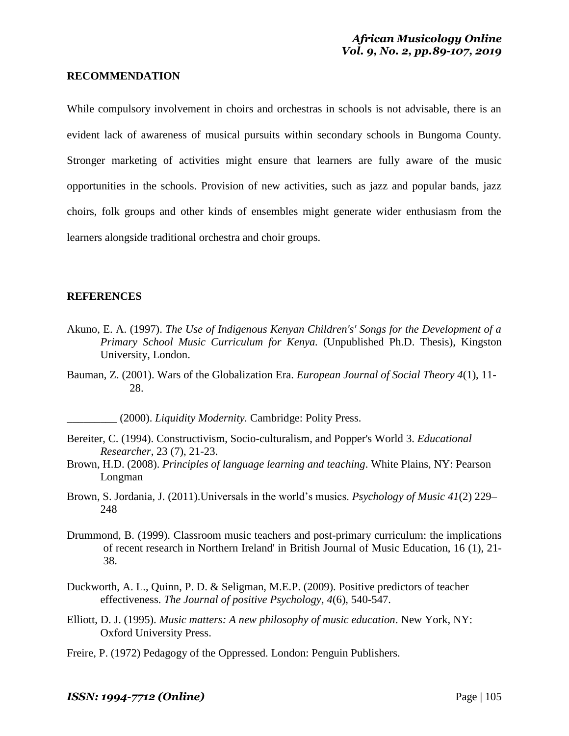## RECOMMENDATION

While compulsory involvement in choirs and orchestras in schools is not advisable, there is an evident lack of awareness of musical pursuits within secondary schools in Bungoma County. Stronger marketing of activities might ensure that learners are fully aware of the music opportunities in the schools. Provision of new activities, such as jazz and popular bands, jazz choirs, folk groups and other kinds of ensembles might generate wider enthusiasm from the learners alongside traditional orchestra and choir groups.

## REFERENCES

Akuno, E. A. (1997). *The Use of Indigenous Kenyan Children's' Songs for the Development of a Primary School Music Curriculum for Kenya.* (Unpublished Ph.D. Thesis), Kingston University, London.

Bauman, Z. (2001). Wars of the Globalization Era. *European Journal of Social Theory 4*(1), 11-28.

_________ (2000). *Liquidity Modernity.* Cambridge: Polity Press.

Bereiter, C. (1994). Constructivism, Socio-culturalism, and Popper's World 3. *Educational Researcher*, 23 (7), 21-23.

Brown, H.D. (2008). *Principles of language learning and teaching*. White Plains, NY: Pearson Longman

Brown, S. Jordania, J. (2011).Universals in the world's musics. *Psychology of Music 41*(2) 229–248

Drummond, B. (1999). Classroom music teachers and post-primary curriculum: the implications of recent research in Northern Ireland' in British Journal of Music Education, 16 (1), 21-38.

Duckworth, A. L., Quinn, P. D. & Seligman, M.E.P. (2009). Positive predictors of teacher effectiveness. *The Journal of positive Psychology, 4*(6), 540-547.

Elliott, D. J. (1995). *Music matters: A new philosophy of music education*. New York, NY: Oxford University Press.

Freire, P. (1972) Pedagogy of the Oppressed. London: Penguin Publishers.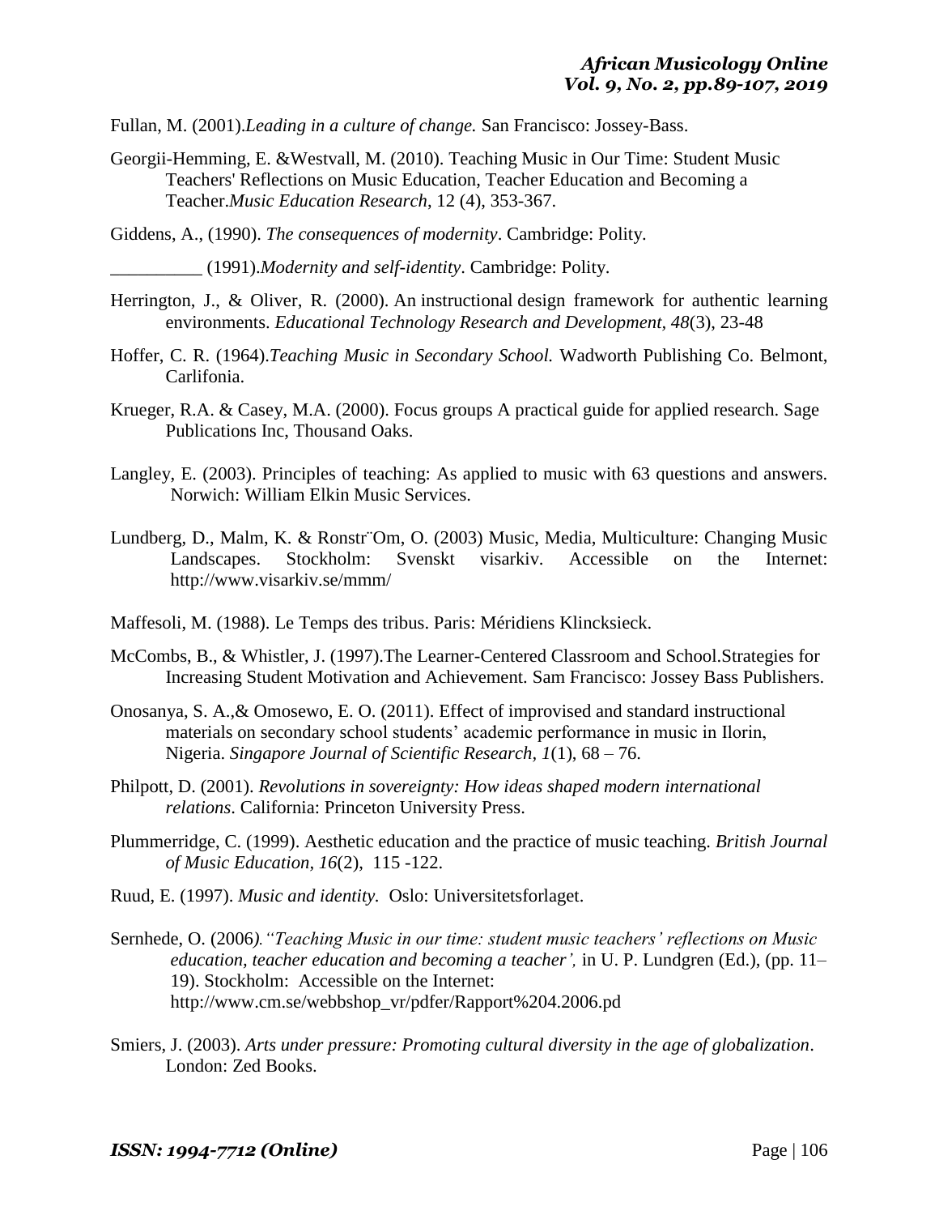Fullan, M. (2001).*Leading in a culture of change.* San Francisco: Jossey-Bass.

Georgii-Hemming, E. &Westvall, M. (2010). Teaching Music in Our Time: Student Music Teachers' Reflections on Music Education, Teacher Education and Becoming a Teacher.*Music Education Research*, 12 (4), 353-367.

Giddens, A., (1990). *The consequences of modernity*. Cambridge: Polity.

__________ (1991).*Modernity and self-identity*. Cambridge: Polity.

Herrington, J., & Oliver, R. (2000). An instructional design framework for authentic learning environments. *Educational Technology Research and Development, 48*(3), 23-48

Hoffer, C. R. (1964).*Teaching Music in Secondary School.* Wadworth Publishing Co. Belmont, Carlifonia.

Krueger, R.A. & Casey, M.A. (2000). Focus groups A practical guide for applied research. Sage Publications Inc, Thousand Oaks.

Langley, E. (2003). Principles of teaching: As applied to music with 63 questions and answers. Norwich: William Elkin Music Services.

Lundberg, D., Malm, K. & Ronstr¨Om, O. (2003) Music, Media, Multiculture: Changing Music Landscapes. Stockholm: Svenskt visarkiv. Accessible on the Internet: http://www.visarkiv.se/mmm/

Maffesoli, M. (1988). Le Temps des tribus. Paris: Méridiens Klincksieck.

McCombs, B., & Whistler, J. (1997).The Learner-Centered Classroom and School.Strategies for Increasing Student Motivation and Achievement. Sam Francisco: Jossey Bass Publishers.

Onosanya, S. A.,& Omosewo, E. O. (2011). Effect of improvised and standard instructional materials on secondary school students' academic performance in music in Ilorin, Nigeria. *Singapore Journal of Scientific Research, 1*(1), 68 – 76.

Philpott, D. (2001). *Revolutions in sovereignty: How ideas shaped modern international relations*. California: Princeton University Press.

Plummerridge, C. (1999). Aesthetic education and the practice of music teaching. *British Journal of Music Education, 16*(2), 115 -122.

Ruud, E. (1997). *Music and identity.* Oslo: Universitetsforlaget.

Sernhede, O. (2006*)."Teaching Music in our time: student music teachers' reflections on Music education, teacher education and becoming a teacher',* in U. P. Lundgren (Ed.), (pp. 11–19). Stockholm: Accessible on the Internet: http://www.cm.se/webbshop_vr/pdfer/Rapport%204.2006.pd

Smiers, J. (2003). *Arts under pressure: Promoting cultural diversity in the age of globalization*. London: Zed Books.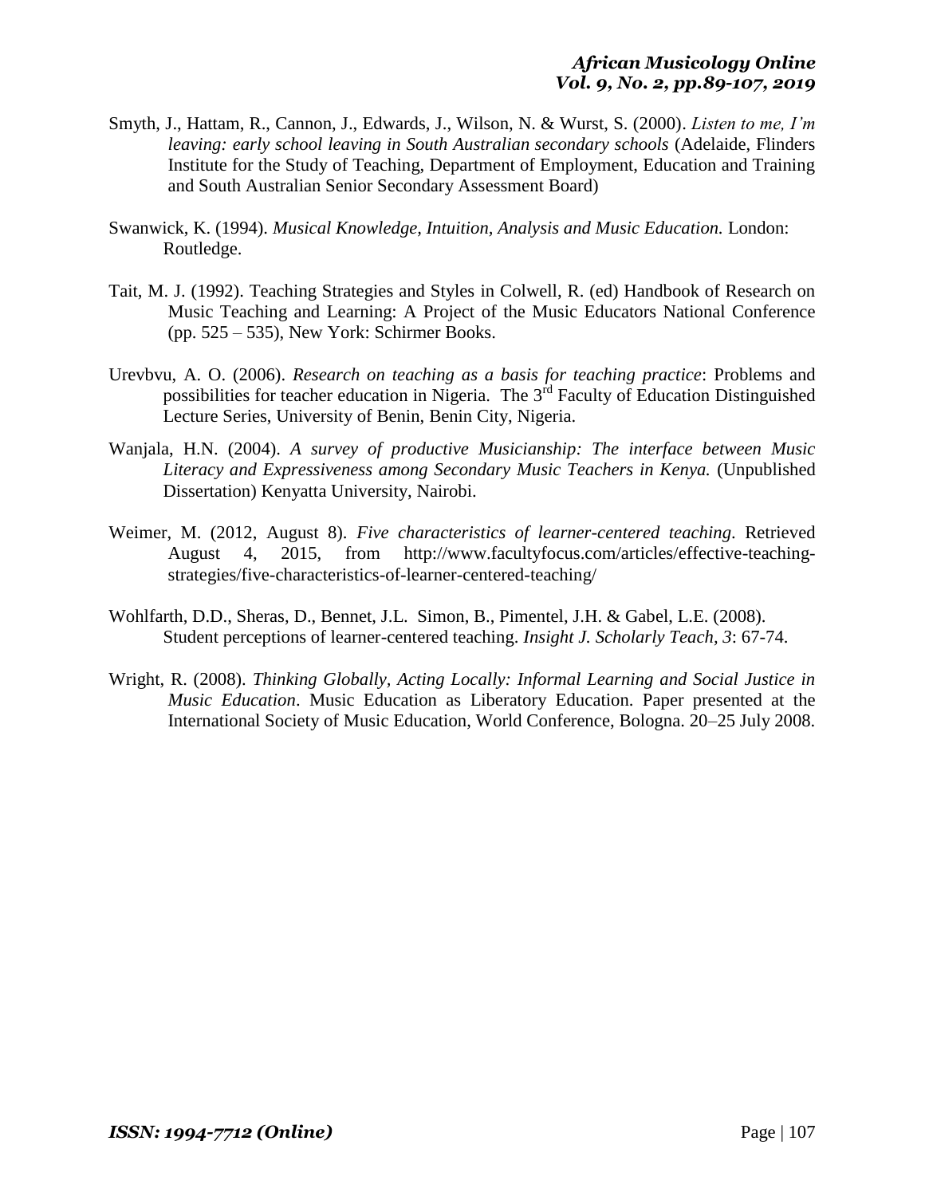Smyth, J., Hattam, R., Cannon, J., Edwards, J., Wilson, N. & Wurst, S. (2000). *Listen to me, I'm leaving: early school leaving in South Australian secondary schools* (Adelaide, Flinders Institute for the Study of Teaching, Department of Employment, Education and Training and South Australian Senior Secondary Assessment Board)

Swanwick, K. (1994). *Musical Knowledge, Intuition, Analysis and Music Education.* London: Routledge.

Tait, M. J. (1992). Teaching Strategies and Styles in Colwell, R. (ed) Handbook of Research on Music Teaching and Learning: A Project of the Music Educators National Conference (pp. 525 – 535), New York: Schirmer Books.

Urevbvu, A. O. (2006). *Research on teaching as a basis for teaching practice*: Problems and possibilities for teacher education in Nigeria. The 3rd Faculty of Education Distinguished Lecture Series, University of Benin, Benin City, Nigeria.

Wanjala, H.N. (2004). *A survey of productive Musicianship: The interface between Music Literacy and Expressiveness among Secondary Music Teachers in Kenya.* (Unpublished Dissertation) Kenyatta University, Nairobi.

Weimer, M. (2012, August 8). *Five characteristics of learner-centered teaching*. Retrieved August 4, 2015, from http://www.facultyfocus.com/articles/effective-teaching-strategies/five-characteristics-of-learner-centered-teaching/

Wohlfarth, D.D., Sheras, D., Bennet, J.L. Simon, B., Pimentel, J.H. & Gabel, L.E. (2008). Student perceptions of learner-centered teaching. *Insight J. Scholarly Teach, 3*: 67-74.

Wright, R. (2008). *Thinking Globally, Acting Locally: Informal Learning and Social Justice in Music Education*. Music Education as Liberatory Education. Paper presented at the International Society of Music Education, World Conference, Bologna. 20–25 July 2008.